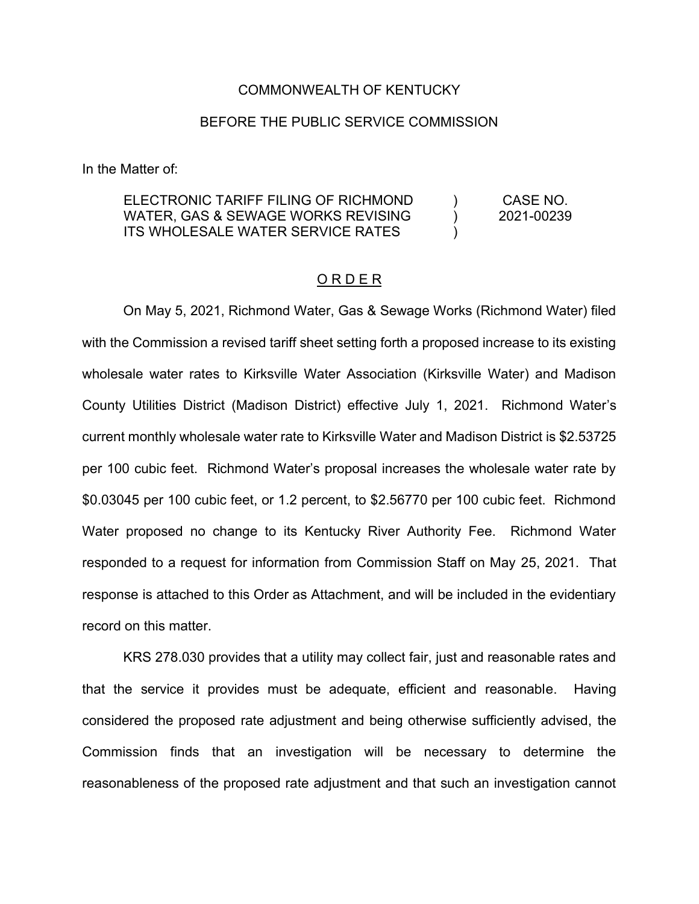COMMONWEALTH OF KENTUCKY

BEFORE THE PUBLIC SERVICE COMMISSION

In the Matter of:

| | | |
|---|---|---|
| ELECTRONIC TARIFF FILING OF RICHMOND WATER, GAS & SEWAGE WORKS REVISING ITS WHOLESALE WATER SERVICE RATES | ) ) ) | CASE NO. 2021-00239 |

## O R D E R

On May 5, 2021, Richmond Water, Gas & Sewage Works (Richmond Water) filed with the Commission a revised tariff sheet setting forth a proposed increase to its existing wholesale water rates to Kirksville Water Association (Kirksville Water) and Madison County Utilities District (Madison District) effective July 1, 2021. Richmond Water's current monthly wholesale water rate to Kirksville Water and Madison District is $2.53725 per 100 cubic feet. Richmond Water's proposal increases the wholesale water rate by $0.03045 per 100 cubic feet, or 1.2 percent, to $2.56770 per 100 cubic feet. Richmond Water proposed no change to its Kentucky River Authority Fee. Richmond Water responded to a request for information from Commission Staff on May 25, 2021. That response is attached to this Order as Attachment, and will be included in the evidentiary record on this matter.

KRS 278.030 provides that a utility may collect fair, just and reasonable rates and that the service it provides must be adequate, efficient and reasonable. Having considered the proposed rate adjustment and being otherwise sufficiently advised, the Commission finds that an investigation will be necessary to determine the reasonableness of the proposed rate adjustment and that such an investigation cannot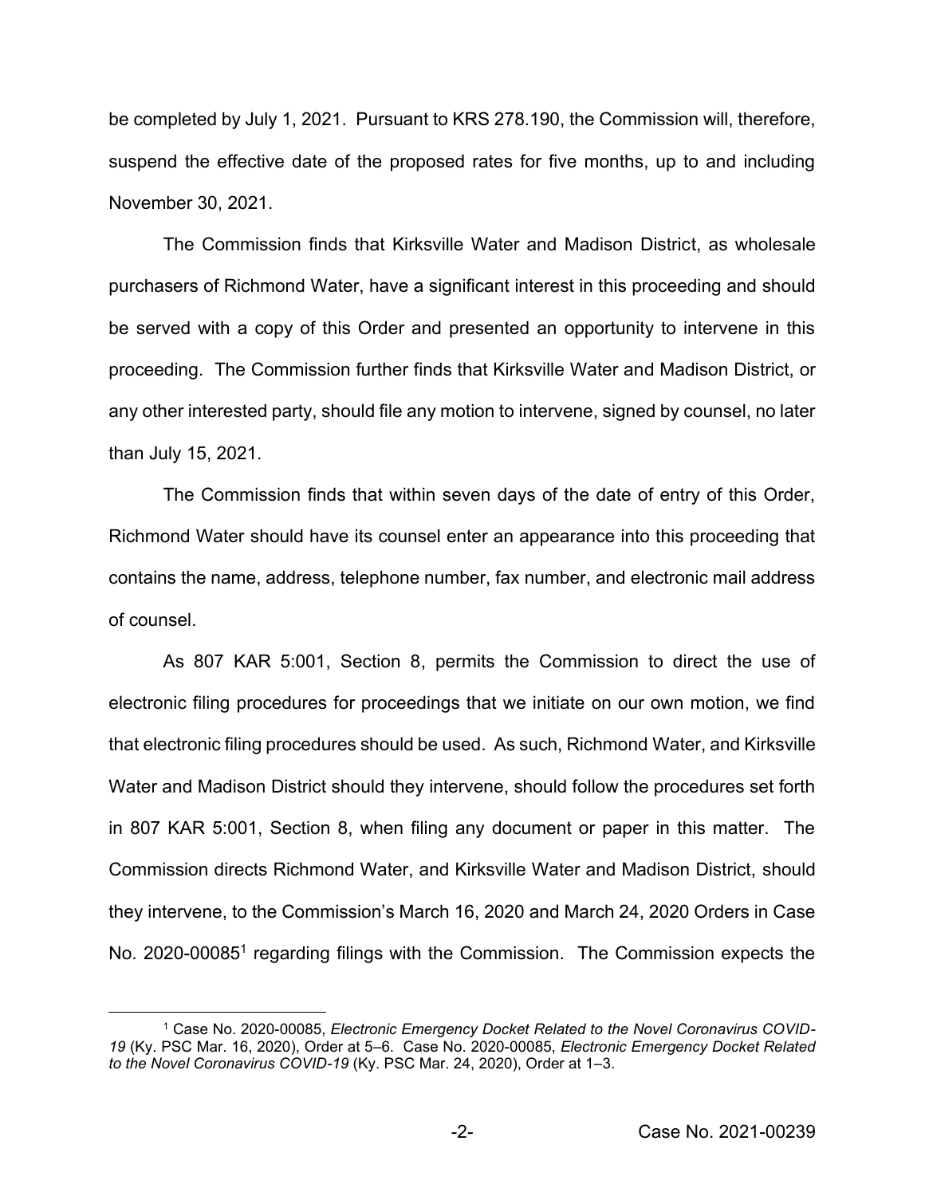be completed by July 1, 2021. Pursuant to KRS 278.190, the Commission will, therefore, suspend the effective date of the proposed rates for five months, up to and including November 30, 2021.

The Commission finds that Kirksville Water and Madison District, as wholesale purchasers of Richmond Water, have a significant interest in this proceeding and should be served with a copy of this Order and presented an opportunity to intervene in this proceeding. The Commission further finds that Kirksville Water and Madison District, or any other interested party, should file any motion to intervene, signed by counsel, no later than July 15, 2021.

The Commission finds that within seven days of the date of entry of this Order, Richmond Water should have its counsel enter an appearance into this proceeding that contains the name, address, telephone number, fax number, and electronic mail address of counsel.

As 807 KAR 5:001, Section 8, permits the Commission to direct the use of electronic filing procedures for proceedings that we initiate on our own motion, we find that electronic filing procedures should be used. As such, Richmond Water, and Kirksville Water and Madison District should they intervene, should follow the procedures set forth in 807 KAR 5:001, Section 8, when filing any document or paper in this matter. The Commission directs Richmond Water, and Kirksville Water and Madison District, should they intervene, to the Commission's March 16, 2020 and March 24, 2020 Orders in Case No. 2020-00085[1] regarding filings with the Commission. The Commission expects the

---

[1] Case No. 2020-00085, *Electronic Emergency Docket Related to the Novel Coronavirus COVID-19* (Ky. PSC Mar. 16, 2020), Order at 5–6. Case No. 2020-00085, *Electronic Emergency Docket Related to the Novel Coronavirus COVID-19* (Ky. PSC Mar. 24, 2020), Order at 1–3.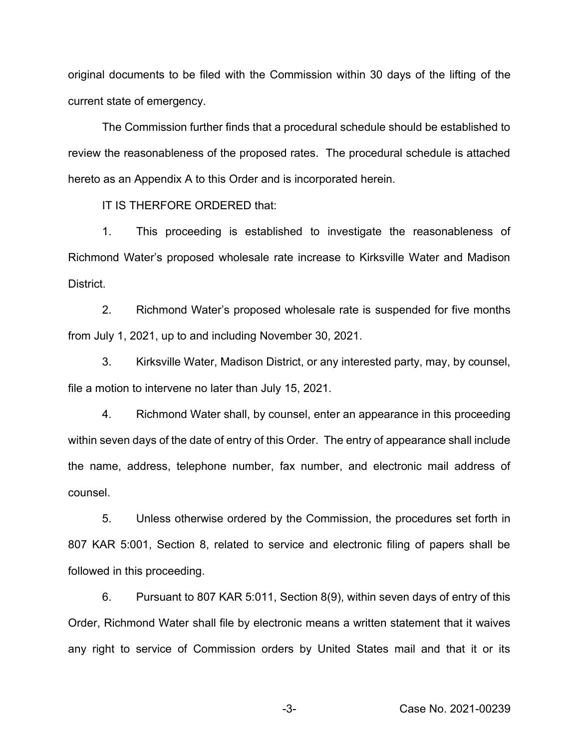original documents to be filed with the Commission within 30 days of the lifting of the current state of emergency.

The Commission further finds that a procedural schedule should be established to review the reasonableness of the proposed rates. The procedural schedule is attached hereto as an Appendix A to this Order and is incorporated herein.

IT IS THERFORE ORDERED that:

1. This proceeding is established to investigate the reasonableness of Richmond Water's proposed wholesale rate increase to Kirksville Water and Madison District.

2. Richmond Water's proposed wholesale rate is suspended for five months from July 1, 2021, up to and including November 30, 2021.

3. Kirksville Water, Madison District, or any interested party, may, by counsel, file a motion to intervene no later than July 15, 2021.

4. Richmond Water shall, by counsel, enter an appearance in this proceeding within seven days of the date of entry of this Order. The entry of appearance shall include the name, address, telephone number, fax number, and electronic mail address of counsel.

5. Unless otherwise ordered by the Commission, the procedures set forth in 807 KAR 5:001, Section 8, related to service and electronic filing of papers shall be followed in this proceeding.

6. Pursuant to 807 KAR 5:011, Section 8(9), within seven days of entry of this Order, Richmond Water shall file by electronic means a written statement that it waives any right to service of Commission orders by United States mail and that it or its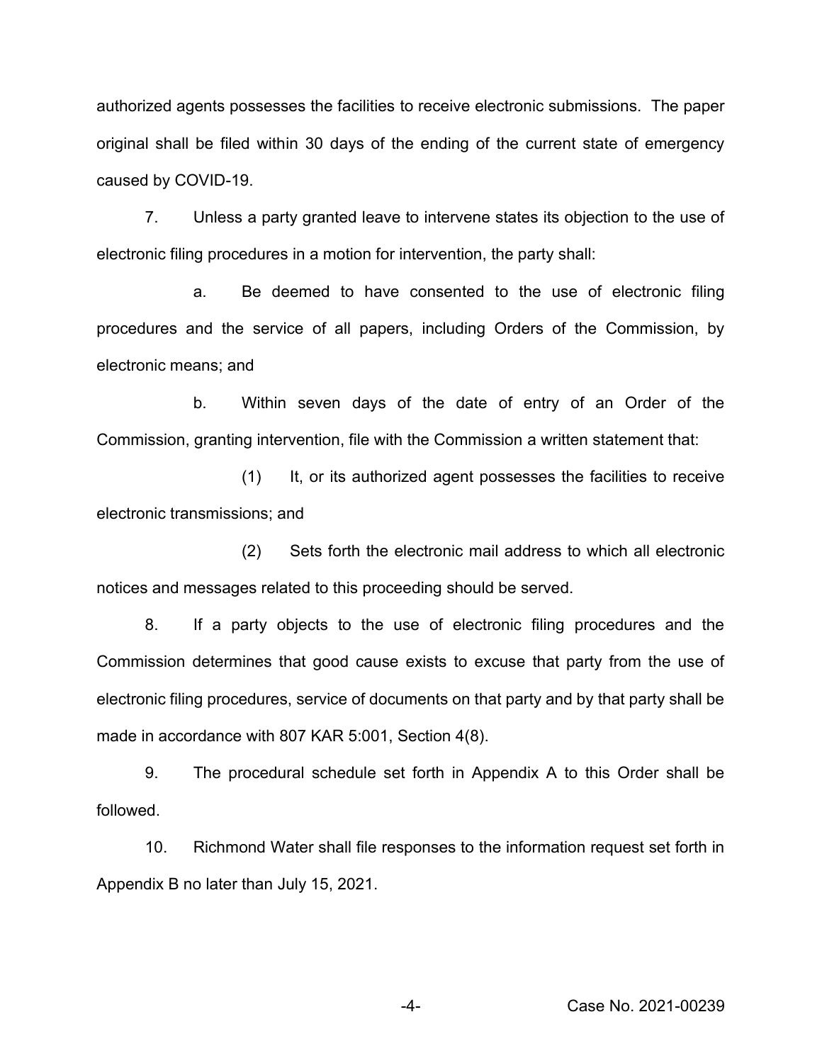authorized agents possesses the facilities to receive electronic submissions. The paper original shall be filed within 30 days of the ending of the current state of emergency caused by COVID-19.

7. Unless a party granted leave to intervene states its objection to the use of electronic filing procedures in a motion for intervention, the party shall:

a. Be deemed to have consented to the use of electronic filing procedures and the service of all papers, including Orders of the Commission, by electronic means; and

b. Within seven days of the date of entry of an Order of the Commission, granting intervention, file with the Commission a written statement that:

(1) It, or its authorized agent possesses the facilities to receive electronic transmissions; and

(2) Sets forth the electronic mail address to which all electronic notices and messages related to this proceeding should be served.

8. If a party objects to the use of electronic filing procedures and the Commission determines that good cause exists to excuse that party from the use of electronic filing procedures, service of documents on that party and by that party shall be made in accordance with 807 KAR 5:001, Section 4(8).

9. The procedural schedule set forth in Appendix A to this Order shall be followed.

10. Richmond Water shall file responses to the information request set forth in Appendix B no later than July 15, 2021.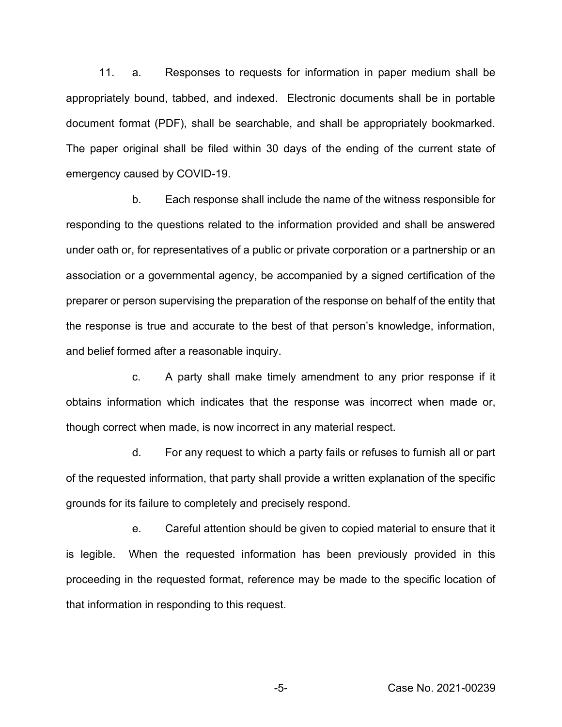11. a. Responses to requests for information in paper medium shall be appropriately bound, tabbed, and indexed. Electronic documents shall be in portable document format (PDF), shall be searchable, and shall be appropriately bookmarked. The paper original shall be filed within 30 days of the ending of the current state of emergency caused by COVID-19.

b. Each response shall include the name of the witness responsible for responding to the questions related to the information provided and shall be answered under oath or, for representatives of a public or private corporation or a partnership or an association or a governmental agency, be accompanied by a signed certification of the preparer or person supervising the preparation of the response on behalf of the entity that the response is true and accurate to the best of that person's knowledge, information, and belief formed after a reasonable inquiry.

c. A party shall make timely amendment to any prior response if it obtains information which indicates that the response was incorrect when made or, though correct when made, is now incorrect in any material respect.

d. For any request to which a party fails or refuses to furnish all or part of the requested information, that party shall provide a written explanation of the specific grounds for its failure to completely and precisely respond.

e. Careful attention should be given to copied material to ensure that it is legible. When the requested information has been previously provided in this proceeding in the requested format, reference may be made to the specific location of that information in responding to this request.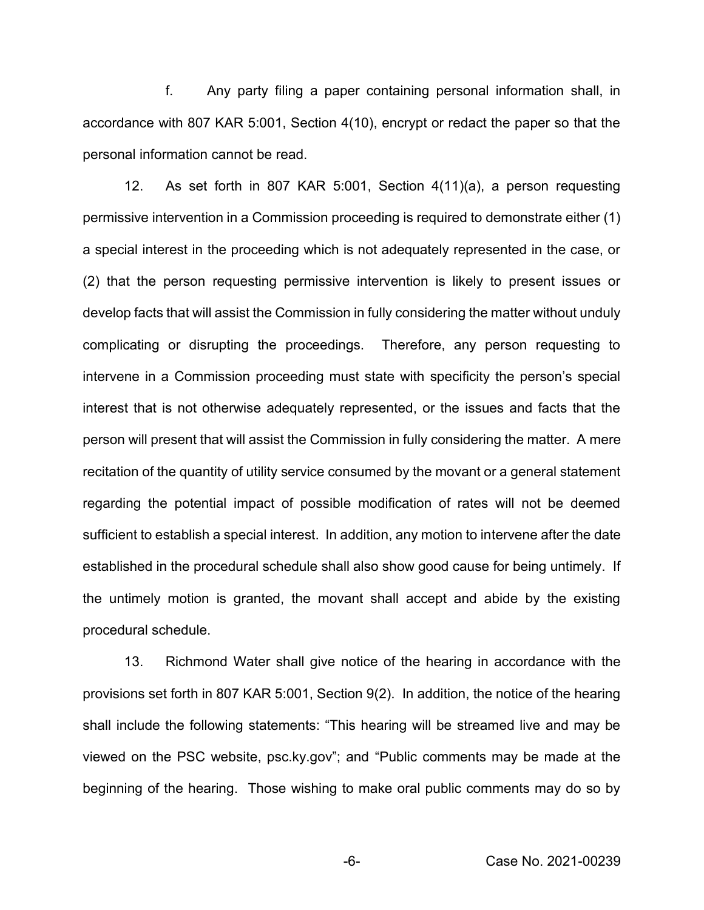f. Any party filing a paper containing personal information shall, in accordance with 807 KAR 5:001, Section 4(10), encrypt or redact the paper so that the personal information cannot be read.

12. As set forth in 807 KAR 5:001, Section 4(11)(a), a person requesting permissive intervention in a Commission proceeding is required to demonstrate either (1) a special interest in the proceeding which is not adequately represented in the case, or (2) that the person requesting permissive intervention is likely to present issues or develop facts that will assist the Commission in fully considering the matter without unduly complicating or disrupting the proceedings. Therefore, any person requesting to intervene in a Commission proceeding must state with specificity the person's special interest that is not otherwise adequately represented, or the issues and facts that the person will present that will assist the Commission in fully considering the matter. A mere recitation of the quantity of utility service consumed by the movant or a general statement regarding the potential impact of possible modification of rates will not be deemed sufficient to establish a special interest. In addition, any motion to intervene after the date established in the procedural schedule shall also show good cause for being untimely. If the untimely motion is granted, the movant shall accept and abide by the existing procedural schedule.

13. Richmond Water shall give notice of the hearing in accordance with the provisions set forth in 807 KAR 5:001, Section 9(2). In addition, the notice of the hearing shall include the following statements: "This hearing will be streamed live and may be viewed on the PSC website, psc.ky.gov"; and "Public comments may be made at the beginning of the hearing. Those wishing to make oral public comments may do so by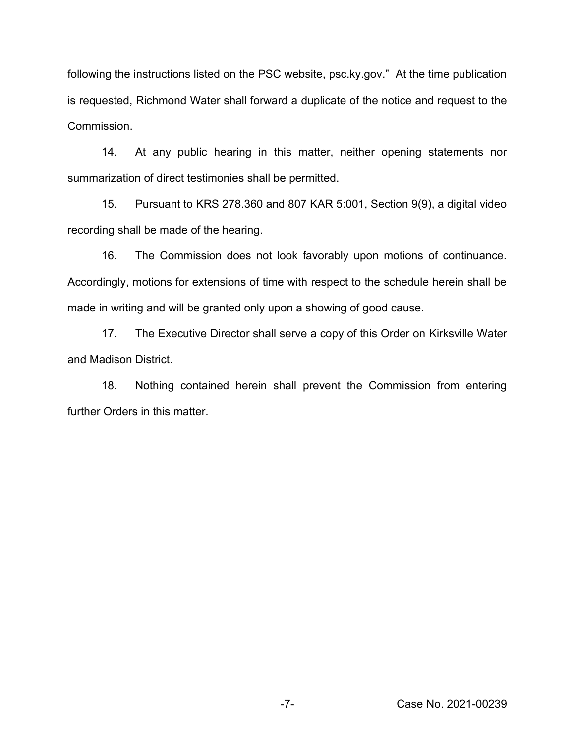following the instructions listed on the PSC website, psc.ky.gov." At the time publication is requested, Richmond Water shall forward a duplicate of the notice and request to the Commission.

14. At any public hearing in this matter, neither opening statements nor summarization of direct testimonies shall be permitted.

15. Pursuant to KRS 278.360 and 807 KAR 5:001, Section 9(9), a digital video recording shall be made of the hearing.

16. The Commission does not look favorably upon motions of continuance. Accordingly, motions for extensions of time with respect to the schedule herein shall be made in writing and will be granted only upon a showing of good cause.

17. The Executive Director shall serve a copy of this Order on Kirksville Water and Madison District.

18. Nothing contained herein shall prevent the Commission from entering further Orders in this matter.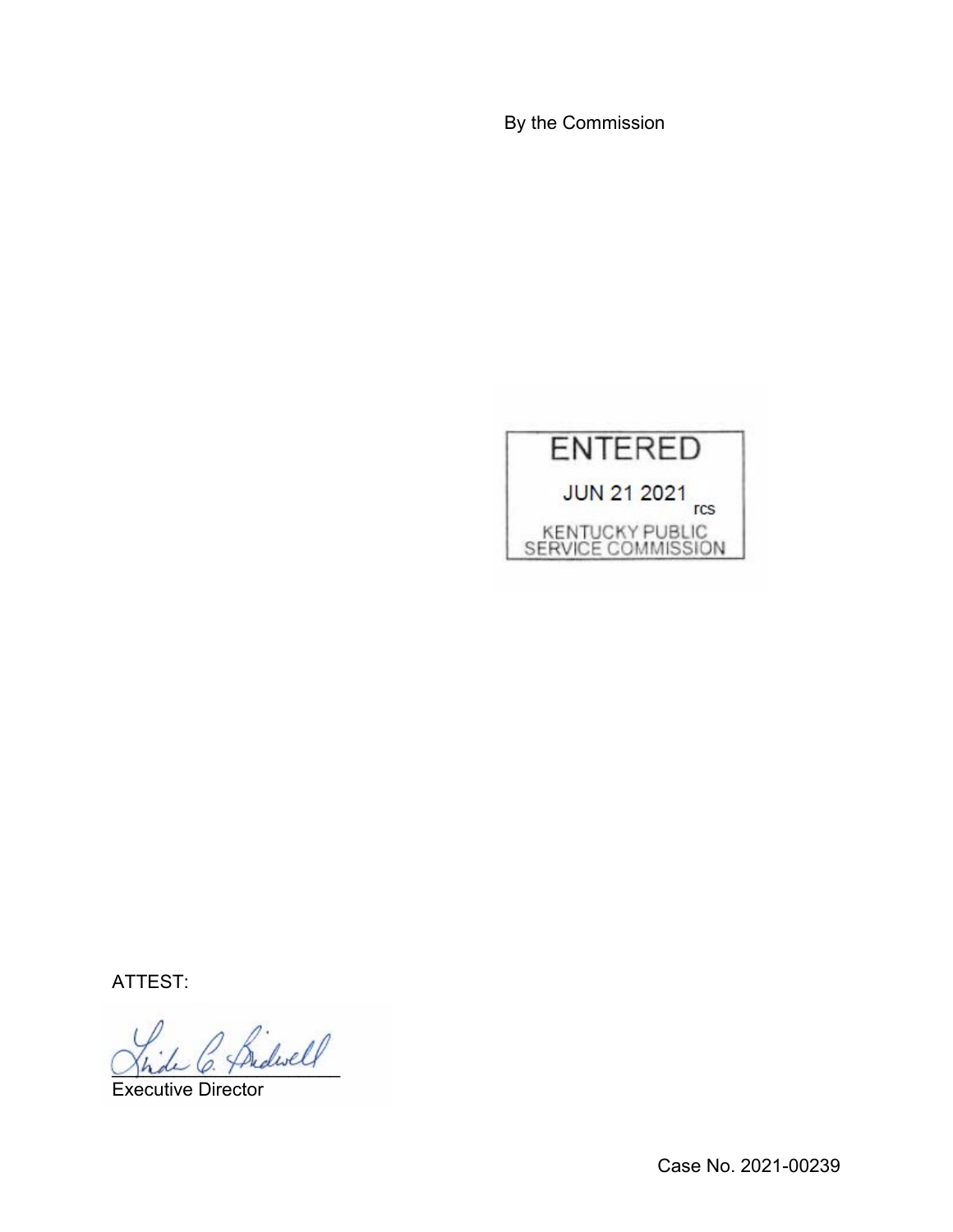By the Commission

ENTERED

JUN 21 2021

rcs

KENTUCKY PUBLIC SERVICE COMMISSION

ATTEST:

Executive Director

Case No. 2021-00239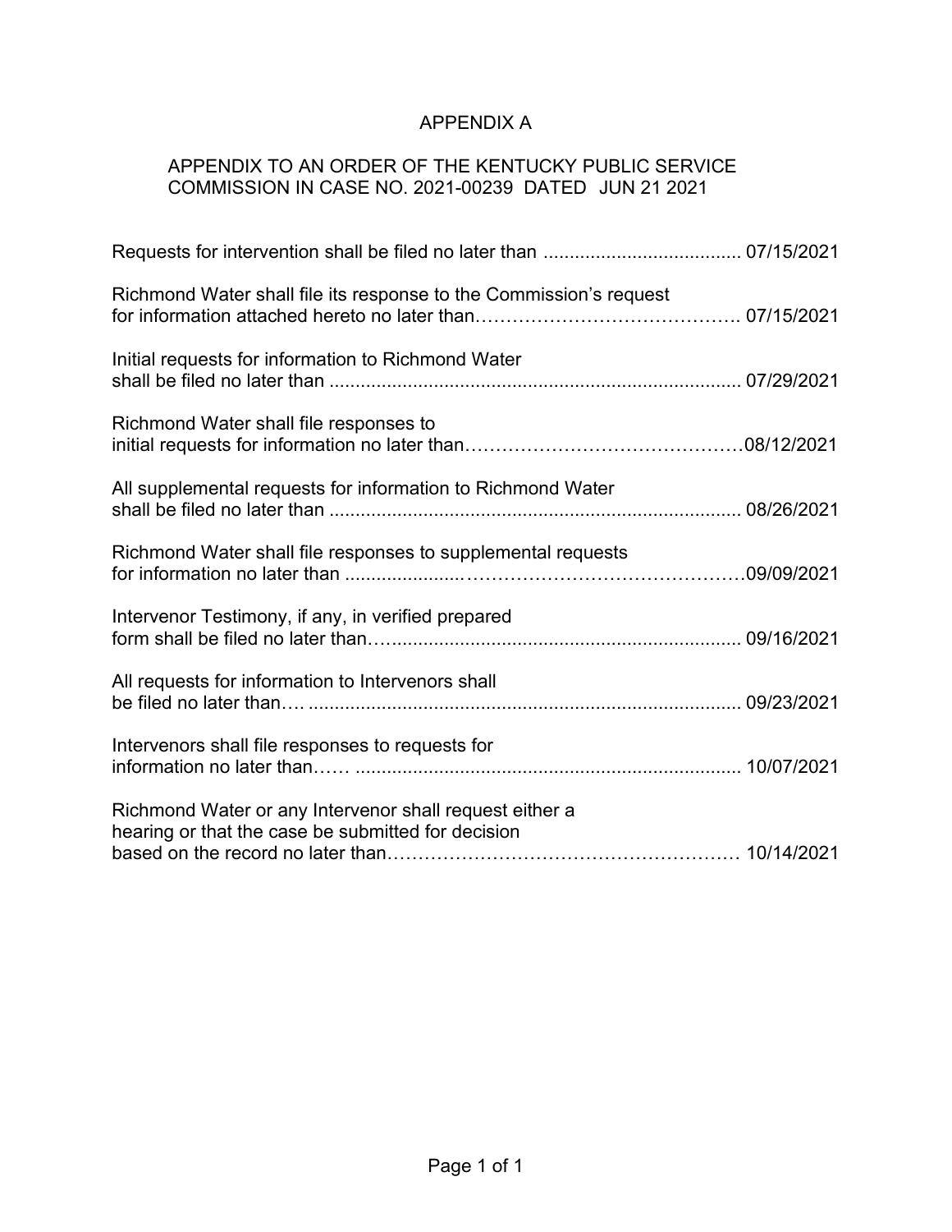# APPENDIX A

## APPENDIX TO AN ORDER OF THE KENTUCKY PUBLIC SERVICE COMMISSION IN CASE NO. 2021-00239 DATED JUN 21 2021

| | |
|---|---|
| Requests for intervention shall be filed no later than | 07/15/2021 |
| Richmond Water shall file its response to the Commission's request for information attached hereto no later than | 07/15/2021 |
| Initial requests for information to Richmond Water shall be filed no later than | 07/29/2021 |
| Richmond Water shall file responses to initial requests for information no later than | 08/12/2021 |
| All supplemental requests for information to Richmond Water shall be filed no later than | 08/26/2021 |
| Richmond Water shall file responses to supplemental requests for information no later than | 09/09/2021 |
| Intervenor Testimony, if any, in verified prepared form shall be filed no later than | 09/16/2021 |
| All requests for information to Intervenors shall be filed no later than | 09/23/2021 |
| Intervenors shall file responses to requests for information no later than | 10/07/2021 |
| Richmond Water or any Intervenor shall request either a hearing or that the case be submitted for decision based on the record no later than | 10/14/2021 |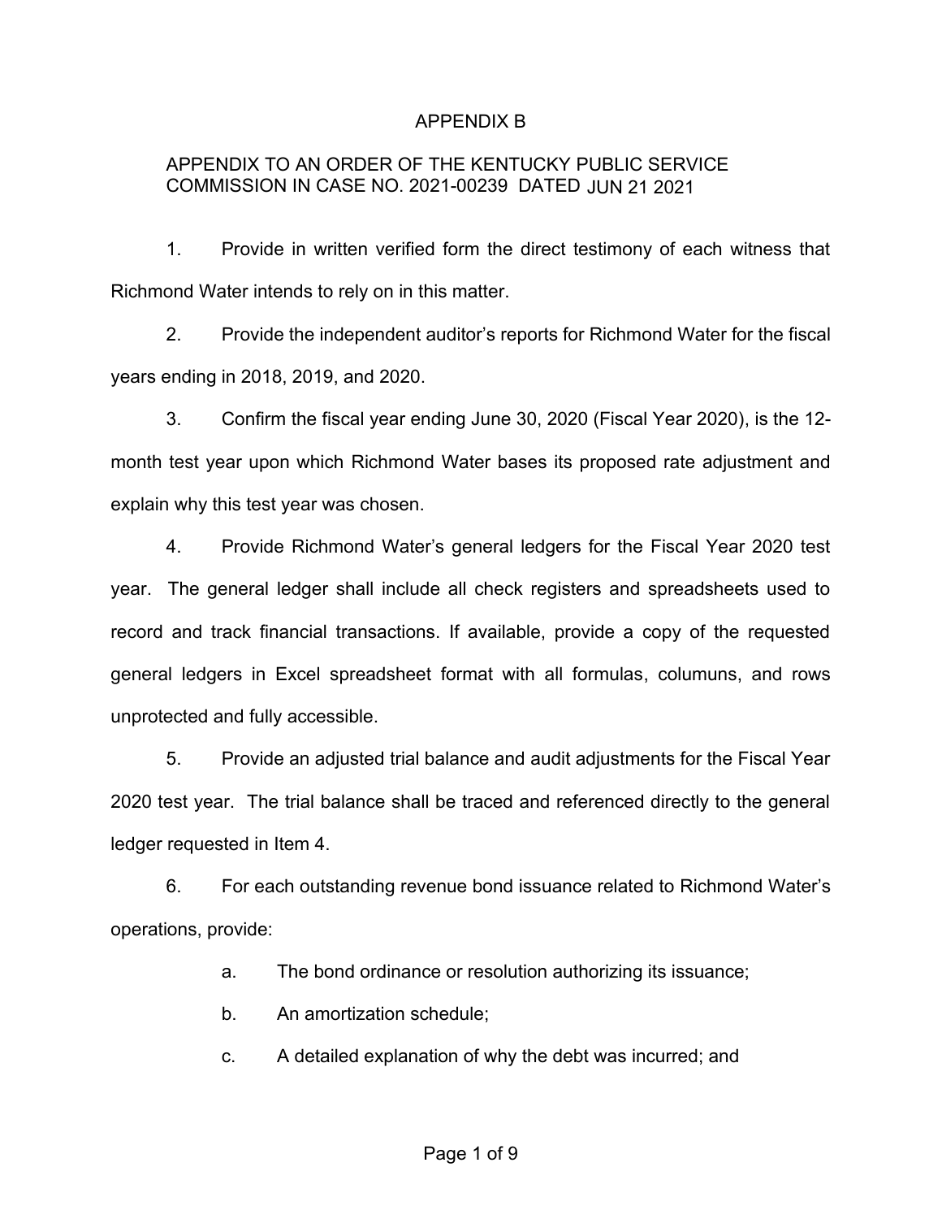APPENDIX B

APPENDIX TO AN ORDER OF THE KENTUCKY PUBLIC SERVICE COMMISSION IN CASE NO. 2021-00239 DATED JUN 21 2021

1. Provide in written verified form the direct testimony of each witness that Richmond Water intends to rely on in this matter.

2. Provide the independent auditor's reports for Richmond Water for the fiscal years ending in 2018, 2019, and 2020.

3. Confirm the fiscal year ending June 30, 2020 (Fiscal Year 2020), is the 12-month test year upon which Richmond Water bases its proposed rate adjustment and explain why this test year was chosen.

4. Provide Richmond Water's general ledgers for the Fiscal Year 2020 test year. The general ledger shall include all check registers and spreadsheets used to record and track financial transactions. If available, provide a copy of the requested general ledgers in Excel spreadsheet format with all formulas, columuns, and rows unprotected and fully accessible.

5. Provide an adjusted trial balance and audit adjustments for the Fiscal Year 2020 test year. The trial balance shall be traced and referenced directly to the general ledger requested in Item 4.

6. For each outstanding revenue bond issuance related to Richmond Water's operations, provide:

   a. The bond ordinance or resolution authorizing its issuance;

   b. An amortization schedule;

   c. A detailed explanation of why the debt was incurred; and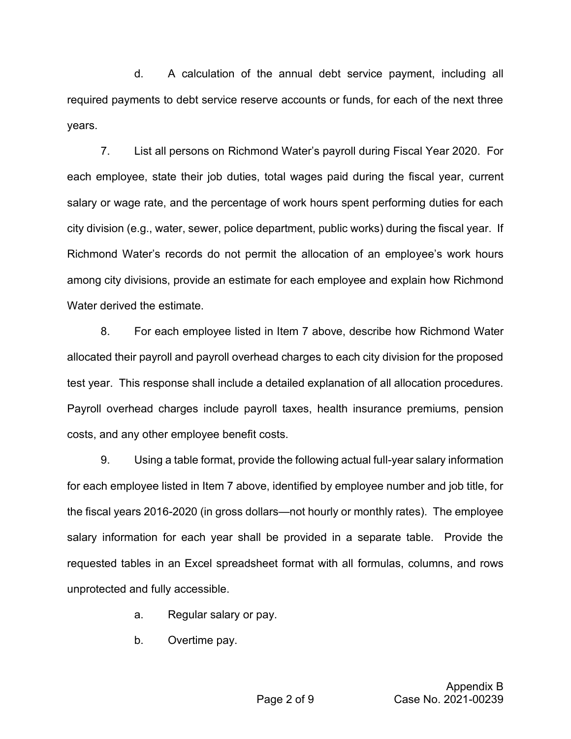d. A calculation of the annual debt service payment, including all required payments to debt service reserve accounts or funds, for each of the next three years.

7. List all persons on Richmond Water's payroll during Fiscal Year 2020. For each employee, state their job duties, total wages paid during the fiscal year, current salary or wage rate, and the percentage of work hours spent performing duties for each city division (e.g., water, sewer, police department, public works) during the fiscal year. If Richmond Water's records do not permit the allocation of an employee's work hours among city divisions, provide an estimate for each employee and explain how Richmond Water derived the estimate.

8. For each employee listed in Item 7 above, describe how Richmond Water allocated their payroll and payroll overhead charges to each city division for the proposed test year. This response shall include a detailed explanation of all allocation procedures. Payroll overhead charges include payroll taxes, health insurance premiums, pension costs, and any other employee benefit costs.

9. Using a table format, provide the following actual full-year salary information for each employee listed in Item 7 above, identified by employee number and job title, for the fiscal years 2016-2020 (in gross dollars—not hourly or monthly rates). The employee salary information for each year shall be provided in a separate table. Provide the requested tables in an Excel spreadsheet format with all formulas, columns, and rows unprotected and fully accessible.

a. Regular salary or pay.

b. Overtime pay.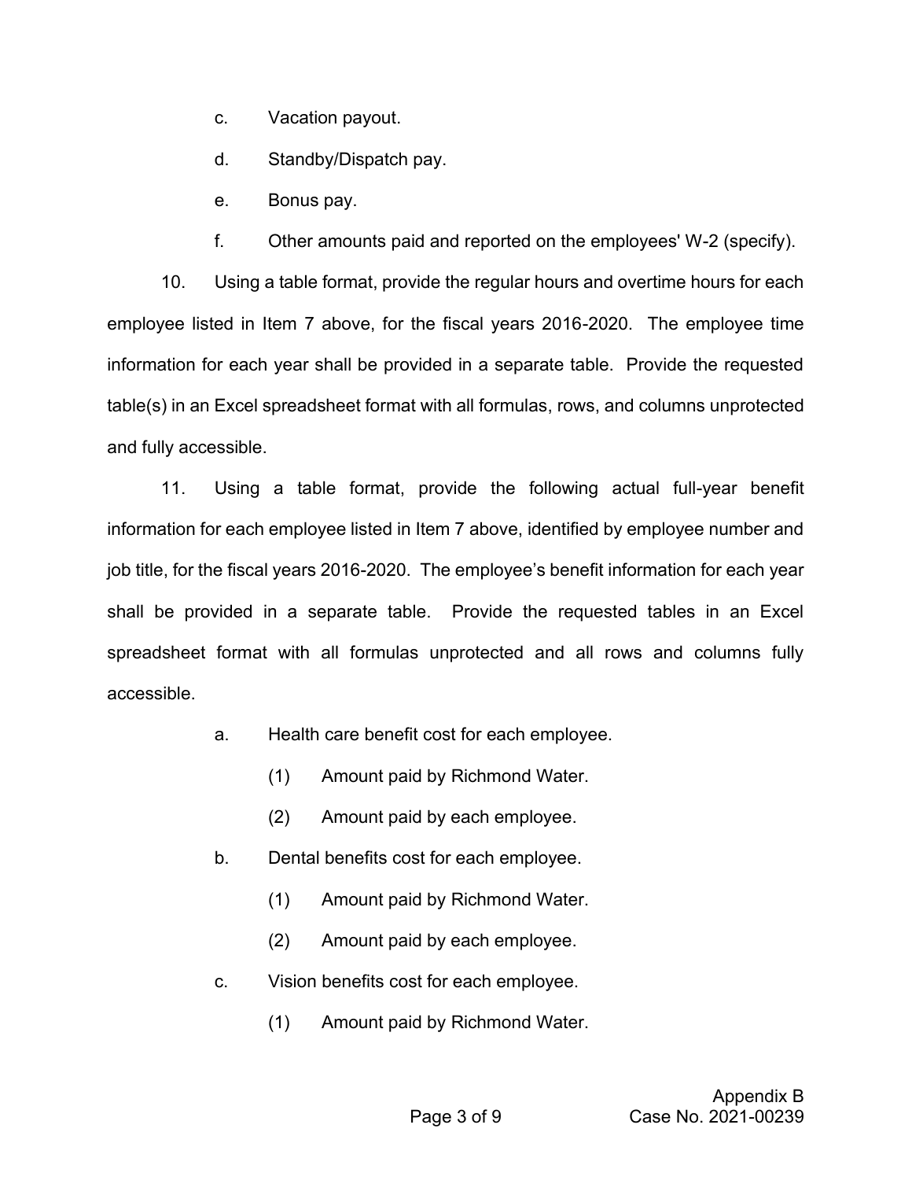c. Vacation payout.

d. Standby/Dispatch pay.

e. Bonus pay.

f. Other amounts paid and reported on the employees' W-2 (specify).

10. Using a table format, provide the regular hours and overtime hours for each employee listed in Item 7 above, for the fiscal years 2016-2020. The employee time information for each year shall be provided in a separate table. Provide the requested table(s) in an Excel spreadsheet format with all formulas, rows, and columns unprotected and fully accessible.

11. Using a table format, provide the following actual full-year benefit information for each employee listed in Item 7 above, identified by employee number and job title, for the fiscal years 2016-2020. The employee's benefit information for each year shall be provided in a separate table. Provide the requested tables in an Excel spreadsheet format with all formulas unprotected and all rows and columns fully accessible.

a. Health care benefit cost for each employee.

(1) Amount paid by Richmond Water.

(2) Amount paid by each employee.

b. Dental benefits cost for each employee.

(1) Amount paid by Richmond Water.

(2) Amount paid by each employee.

c. Vision benefits cost for each employee.

(1) Amount paid by Richmond Water.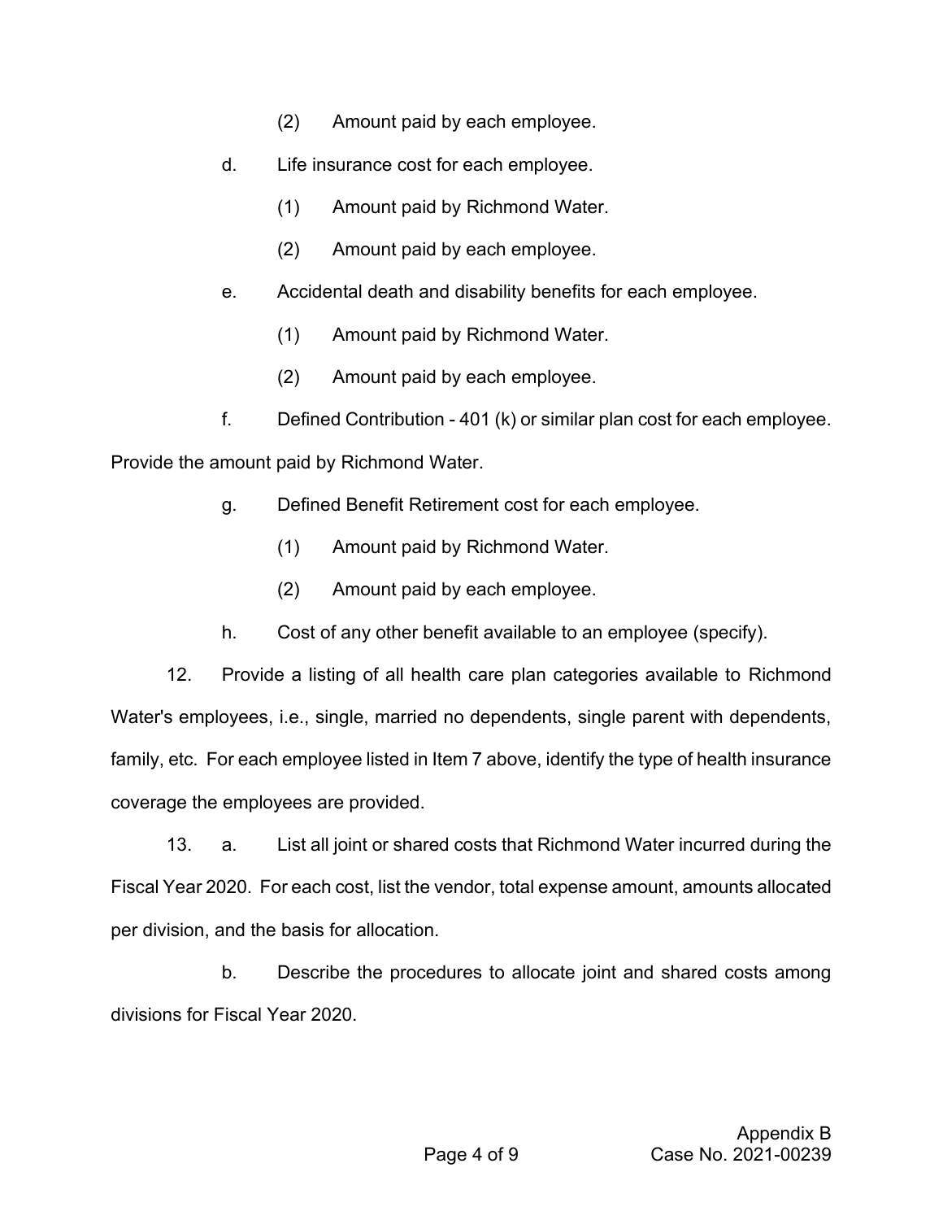(2) Amount paid by each employee.

d. Life insurance cost for each employee.

(1) Amount paid by Richmond Water.

(2) Amount paid by each employee.

e. Accidental death and disability benefits for each employee.

(1) Amount paid by Richmond Water.

(2) Amount paid by each employee.

f. Defined Contribution - 401 (k) or similar plan cost for each employee. Provide the amount paid by Richmond Water.

g. Defined Benefit Retirement cost for each employee.

(1) Amount paid by Richmond Water.

(2) Amount paid by each employee.

h. Cost of any other benefit available to an employee (specify).

12. Provide a listing of all health care plan categories available to Richmond Water's employees, i.e., single, married no dependents, single parent with dependents, family, etc. For each employee listed in Item 7 above, identify the type of health insurance coverage the employees are provided.

13. a. List all joint or shared costs that Richmond Water incurred during the Fiscal Year 2020. For each cost, list the vendor, total expense amount, amounts allocated per division, and the basis for allocation.

b. Describe the procedures to allocate joint and shared costs among divisions for Fiscal Year 2020.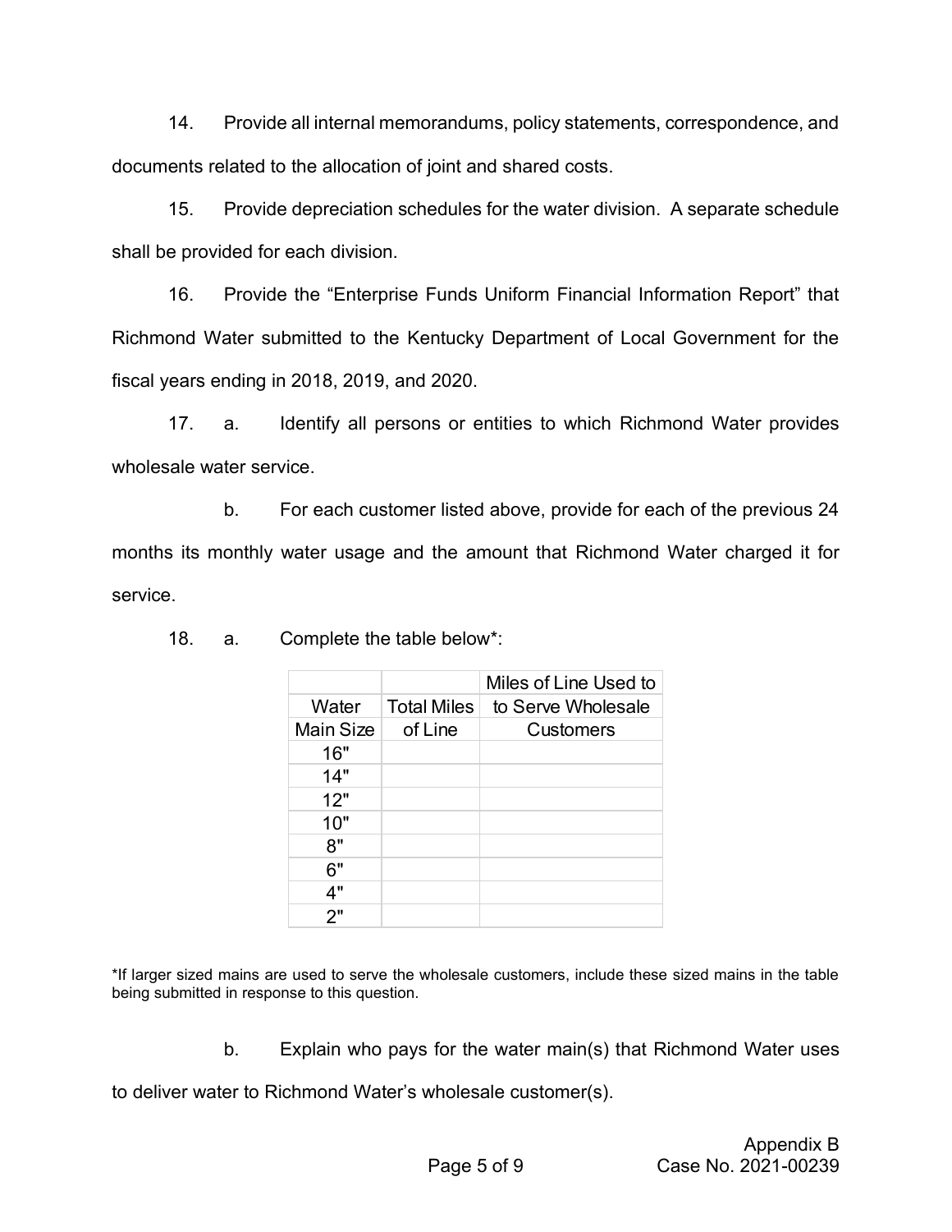14. Provide all internal memorandums, policy statements, correspondence, and documents related to the allocation of joint and shared costs.

15. Provide depreciation schedules for the water division. A separate schedule shall be provided for each division.

16. Provide the "Enterprise Funds Uniform Financial Information Report" that Richmond Water submitted to the Kentucky Department of Local Government for the fiscal years ending in 2018, 2019, and 2020.

17. a. Identify all persons or entities to which Richmond Water provides wholesale water service.

b. For each customer listed above, provide for each of the previous 24 months its monthly water usage and the amount that Richmond Water charged it for service.

18. a. Complete the table below*:

| Water Main Size | Total Miles of Line | Miles of Line Used to to Serve Wholesale Customers |
|---|---|---|
| 16" | | |
| 14" | | |
| 12" | | |
| 10" | | |
| 8" | | |
| 6" | | |
| 4" | | |
| 2" | | |

*If larger sized mains are used to serve the wholesale customers, include these sized mains in the table being submitted in response to this question.

b. Explain who pays for the water main(s) that Richmond Water uses to deliver water to Richmond Water's wholesale customer(s).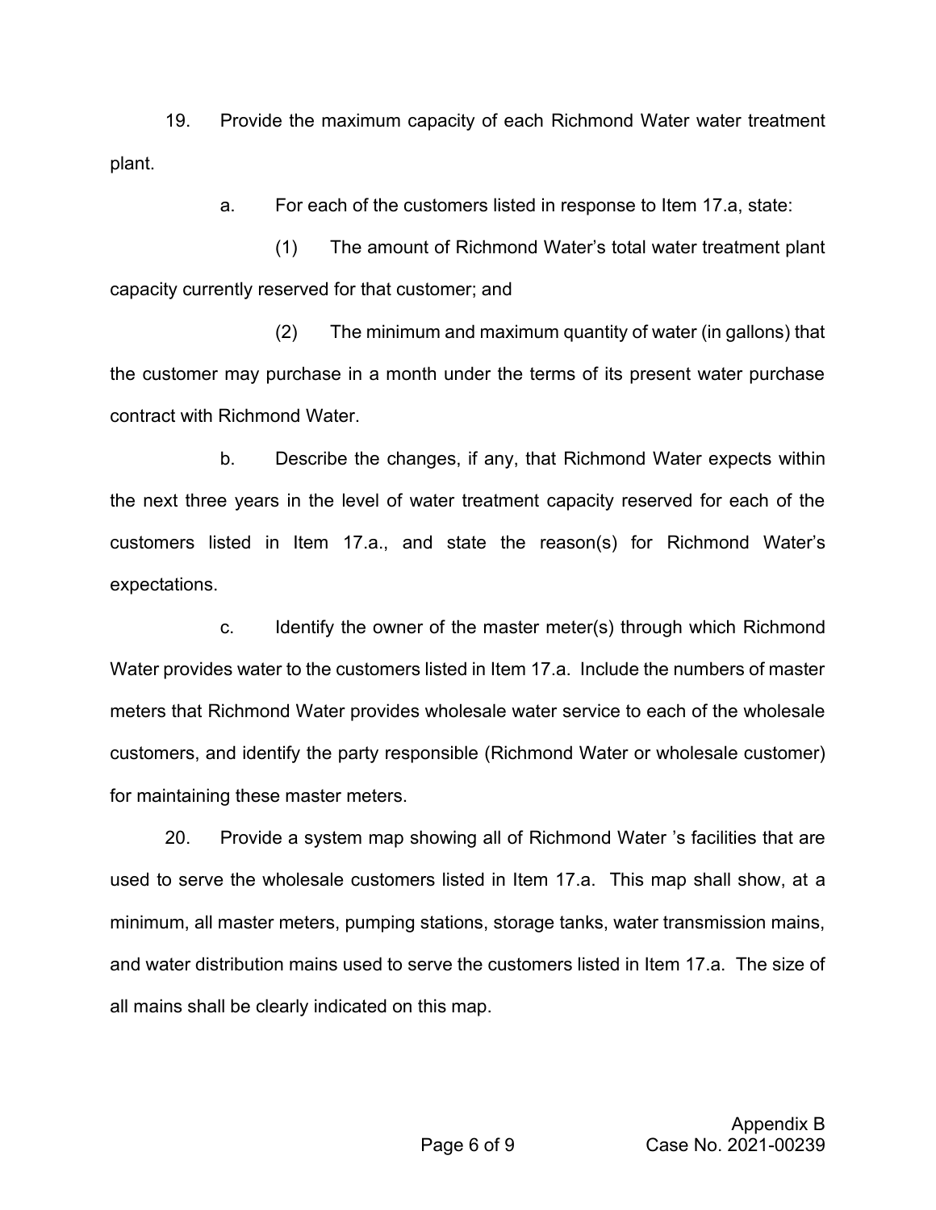19. Provide the maximum capacity of each Richmond Water water treatment plant.

a. For each of the customers listed in response to Item 17.a, state:

(1) The amount of Richmond Water's total water treatment plant capacity currently reserved for that customer; and

(2) The minimum and maximum quantity of water (in gallons) that the customer may purchase in a month under the terms of its present water purchase contract with Richmond Water.

b. Describe the changes, if any, that Richmond Water expects within the next three years in the level of water treatment capacity reserved for each of the customers listed in Item 17.a., and state the reason(s) for Richmond Water's expectations.

c. Identify the owner of the master meter(s) through which Richmond Water provides water to the customers listed in Item 17.a. Include the numbers of master meters that Richmond Water provides wholesale water service to each of the wholesale customers, and identify the party responsible (Richmond Water or wholesale customer) for maintaining these master meters.

20. Provide a system map showing all of Richmond Water 's facilities that are used to serve the wholesale customers listed in Item 17.a. This map shall show, at a minimum, all master meters, pumping stations, storage tanks, water transmission mains, and water distribution mains used to serve the customers listed in Item 17.a. The size of all mains shall be clearly indicated on this map.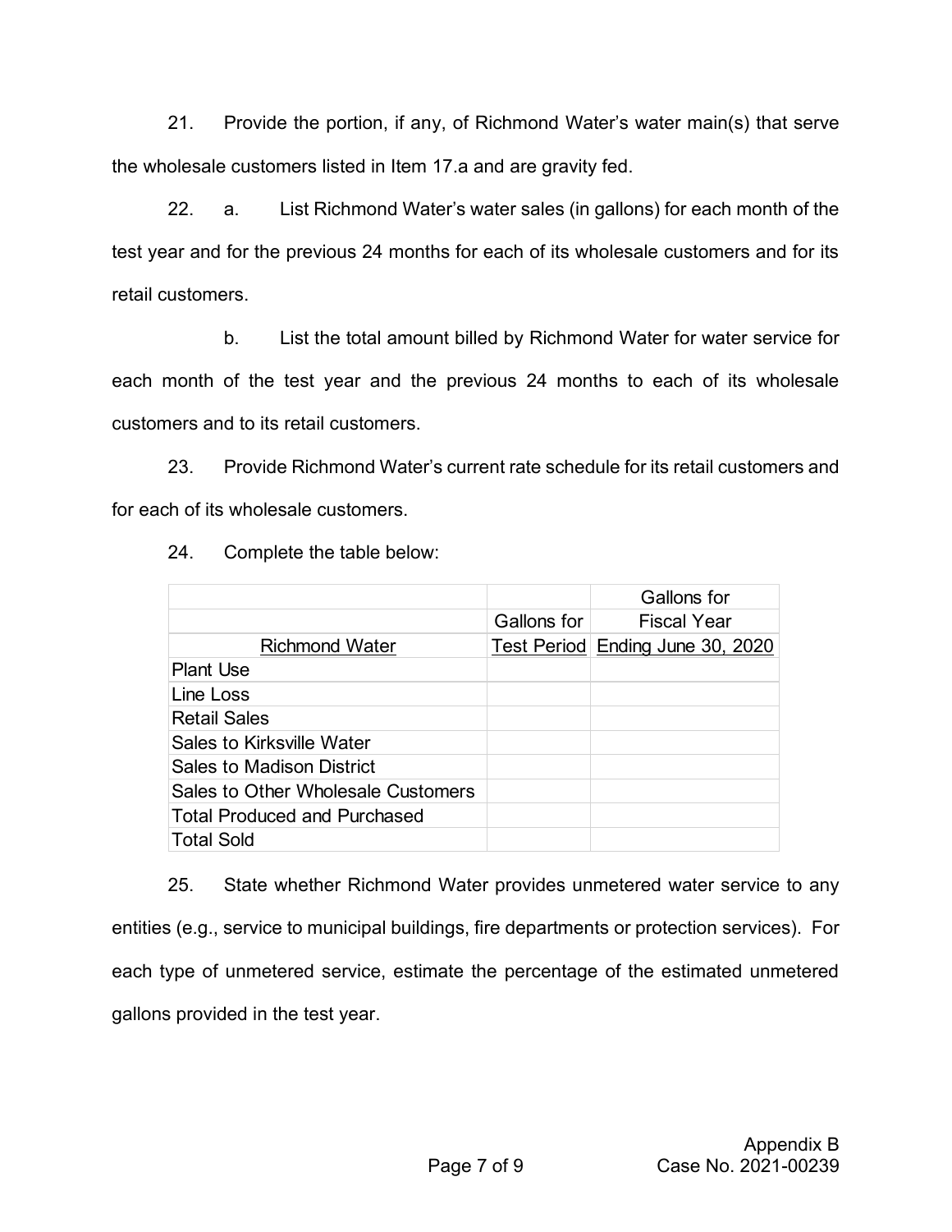21. Provide the portion, if any, of Richmond Water's water main(s) that serve the wholesale customers listed in Item 17.a and are gravity fed.

22. a. List Richmond Water's water sales (in gallons) for each month of the test year and for the previous 24 months for each of its wholesale customers and for its retail customers.

b. List the total amount billed by Richmond Water for water service for each month of the test year and the previous 24 months to each of its wholesale customers and to its retail customers.

23. Provide Richmond Water's current rate schedule for its retail customers and for each of its wholesale customers.

24. Complete the table below:

| Richmond Water | Gallons for Test Period | Gallons for Fiscal Year Ending June 30, 2020 |
|---|---|---|
| Plant Use | | |
| Line Loss | | |
| Retail Sales | | |
| Sales to Kirksville Water | | |
| Sales to Madison District | | |
| Sales to Other Wholesale Customers | | |
| Total Produced and Purchased | | |
| Total Sold | | |

25. State whether Richmond Water provides unmetered water service to any entities (e.g., service to municipal buildings, fire departments or protection services). For each type of unmetered service, estimate the percentage of the estimated unmetered gallons provided in the test year.

Appendix B
Case No. 2021-00239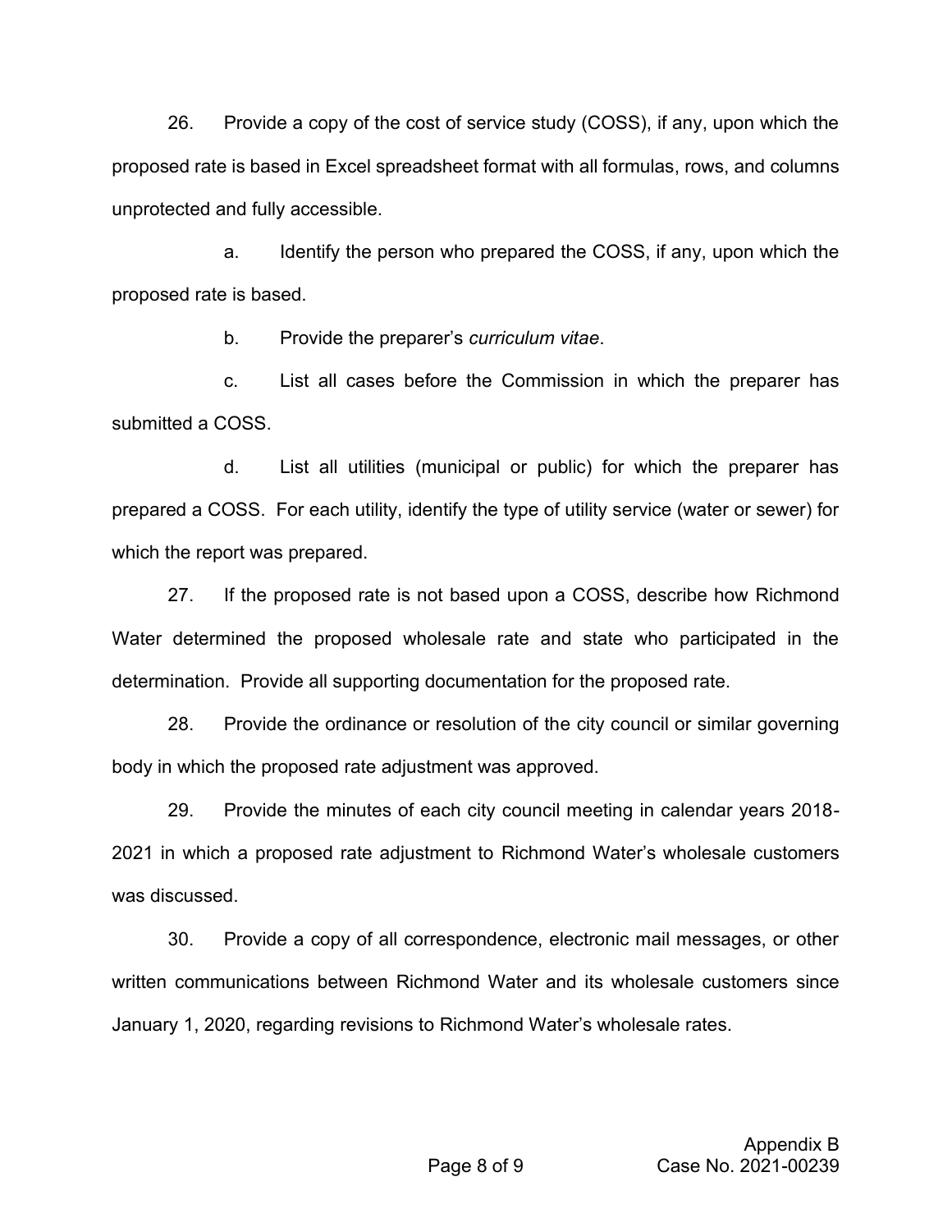26. Provide a copy of the cost of service study (COSS), if any, upon which the proposed rate is based in Excel spreadsheet format with all formulas, rows, and columns unprotected and fully accessible.

a. Identify the person who prepared the COSS, if any, upon which the proposed rate is based.

b. Provide the preparer's *curriculum vitae*.

c. List all cases before the Commission in which the preparer has submitted a COSS.

d. List all utilities (municipal or public) for which the preparer has prepared a COSS. For each utility, identify the type of utility service (water or sewer) for which the report was prepared.

27. If the proposed rate is not based upon a COSS, describe how Richmond Water determined the proposed wholesale rate and state who participated in the determination. Provide all supporting documentation for the proposed rate.

28. Provide the ordinance or resolution of the city council or similar governing body in which the proposed rate adjustment was approved.

29. Provide the minutes of each city council meeting in calendar years 2018-2021 in which a proposed rate adjustment to Richmond Water's wholesale customers was discussed.

30. Provide a copy of all correspondence, electronic mail messages, or other written communications between Richmond Water and its wholesale customers since January 1, 2020, regarding revisions to Richmond Water's wholesale rates.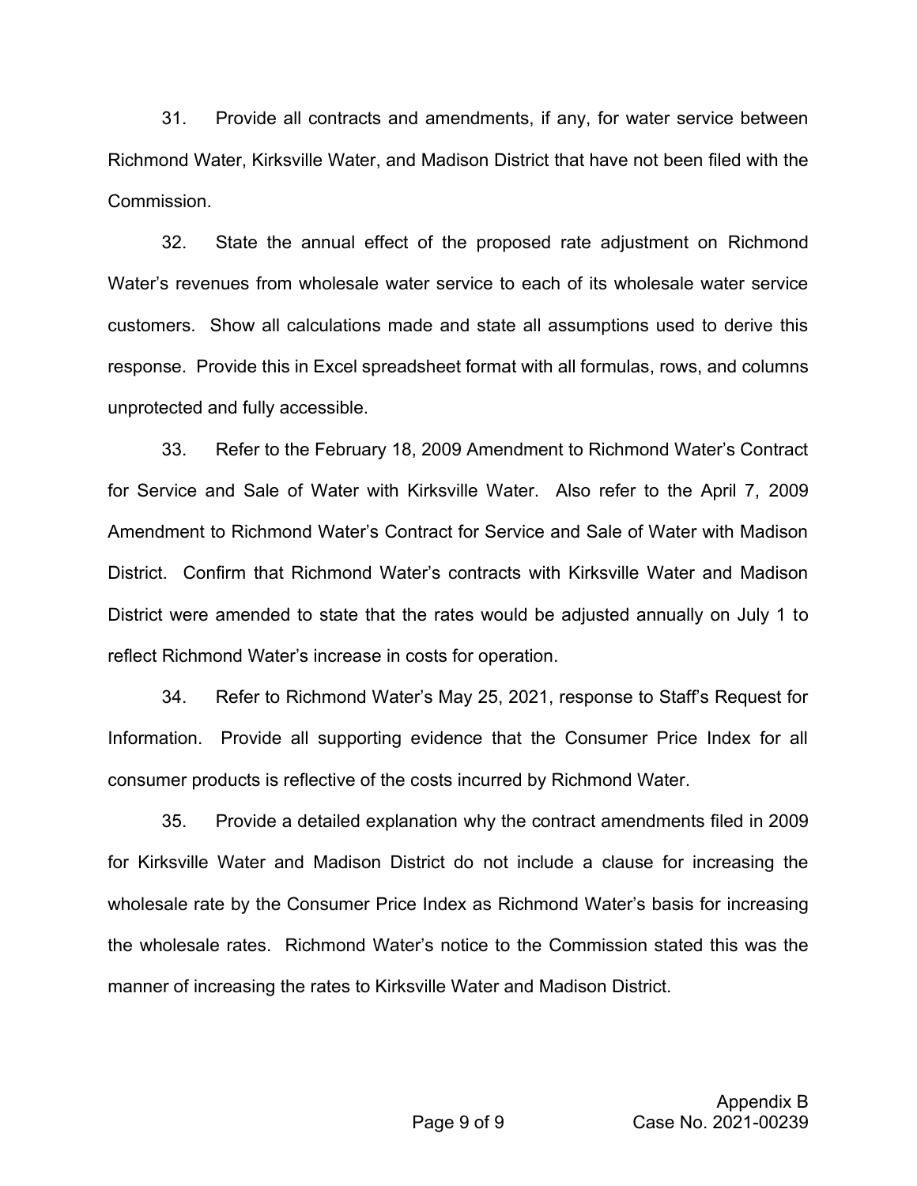31. Provide all contracts and amendments, if any, for water service between Richmond Water, Kirksville Water, and Madison District that have not been filed with the Commission.

32. State the annual effect of the proposed rate adjustment on Richmond Water's revenues from wholesale water service to each of its wholesale water service customers. Show all calculations made and state all assumptions used to derive this response. Provide this in Excel spreadsheet format with all formulas, rows, and columns unprotected and fully accessible.

33. Refer to the February 18, 2009 Amendment to Richmond Water's Contract for Service and Sale of Water with Kirksville Water. Also refer to the April 7, 2009 Amendment to Richmond Water's Contract for Service and Sale of Water with Madison District. Confirm that Richmond Water's contracts with Kirksville Water and Madison District were amended to state that the rates would be adjusted annually on July 1 to reflect Richmond Water's increase in costs for operation.

34. Refer to Richmond Water's May 25, 2021, response to Staff's Request for Information. Provide all supporting evidence that the Consumer Price Index for all consumer products is reflective of the costs incurred by Richmond Water.

35. Provide a detailed explanation why the contract amendments filed in 2009 for Kirksville Water and Madison District do not include a clause for increasing the wholesale rate by the Consumer Price Index as Richmond Water's basis for increasing the wholesale rates. Richmond Water's notice to the Commission stated this was the manner of increasing the rates to Kirksville Water and Madison District.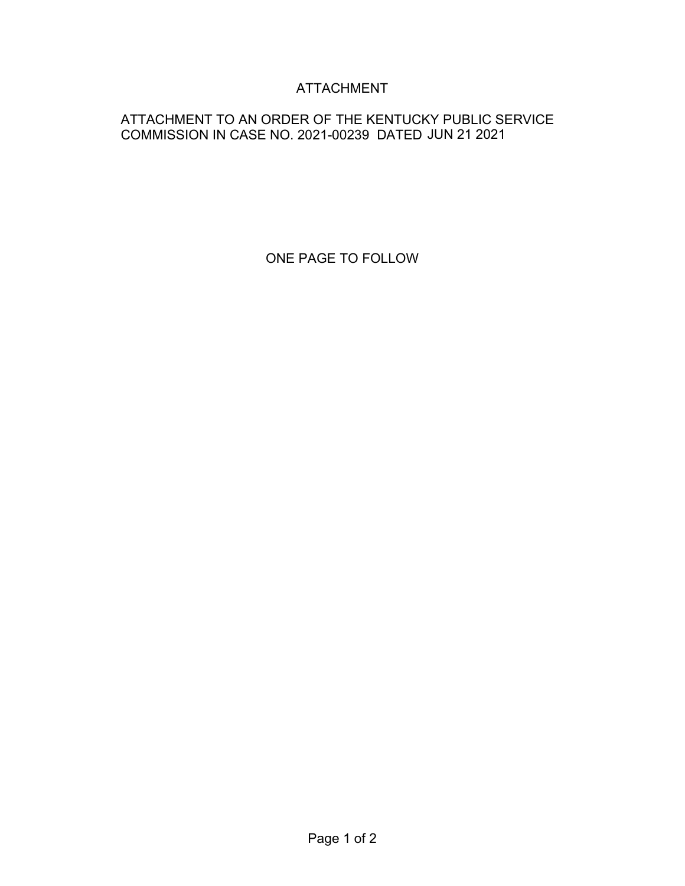# ATTACHMENT

ATTACHMENT TO AN ORDER OF THE KENTUCKY PUBLIC SERVICE COMMISSION IN CASE NO. 2021-00239 DATED JUN 21 2021

ONE PAGE TO FOLLOW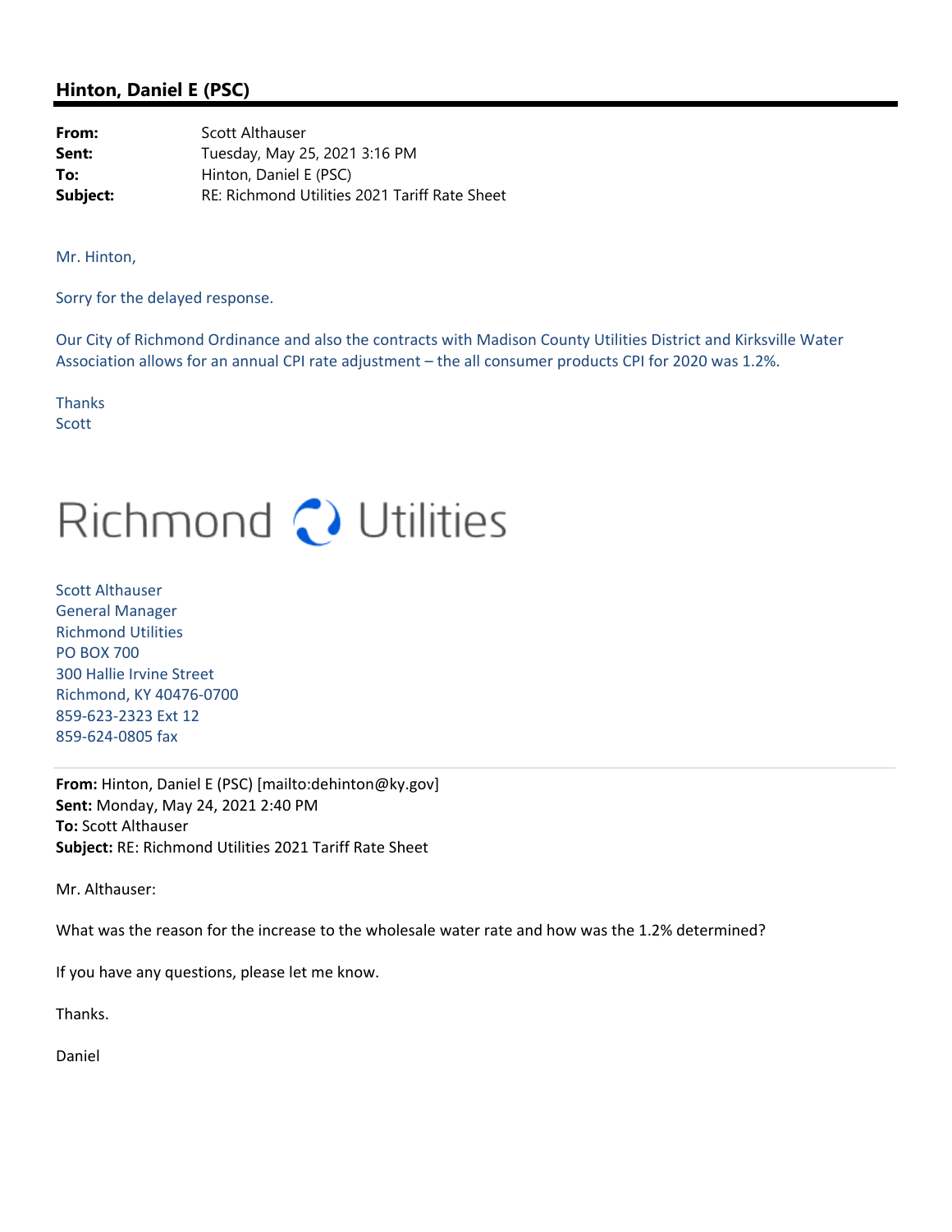**Hinton, Daniel E (PSC)**

---

| | |
|---|---|
| **From:** | Scott Althauser |
| **Sent:** | Tuesday, May 25, 2021 3:16 PM |
| **To:** | Hinton, Daniel E (PSC) |
| **Subject:** | RE: Richmond Utilities 2021 Tariff Rate Sheet |

Mr. Hinton,

Sorry for the delayed response.

Our City of Richmond Ordinance and also the contracts with Madison County Utilities District and Kirksville Water Association allows for an annual CPI rate adjustment – the all consumer products CPI for 2020 was 1.2%.

Thanks
Scott

Richmond Utilities

Scott Althauser
General Manager
Richmond Utilities
PO BOX 700
300 Hallie Irvine Street
Richmond, KY 40476-0700
859-623-2323 Ext 12
859-624-0805 fax

---

**From:** Hinton, Daniel E (PSC) [mailto:dehinton@ky.gov]
**Sent:** Monday, May 24, 2021 2:40 PM
**To:** Scott Althauser
**Subject:** RE: Richmond Utilities 2021 Tariff Rate Sheet

Mr. Althauser:

What was the reason for the increase to the wholesale water rate and how was the 1.2% determined?

If you have any questions, please let me know.

Thanks.

Daniel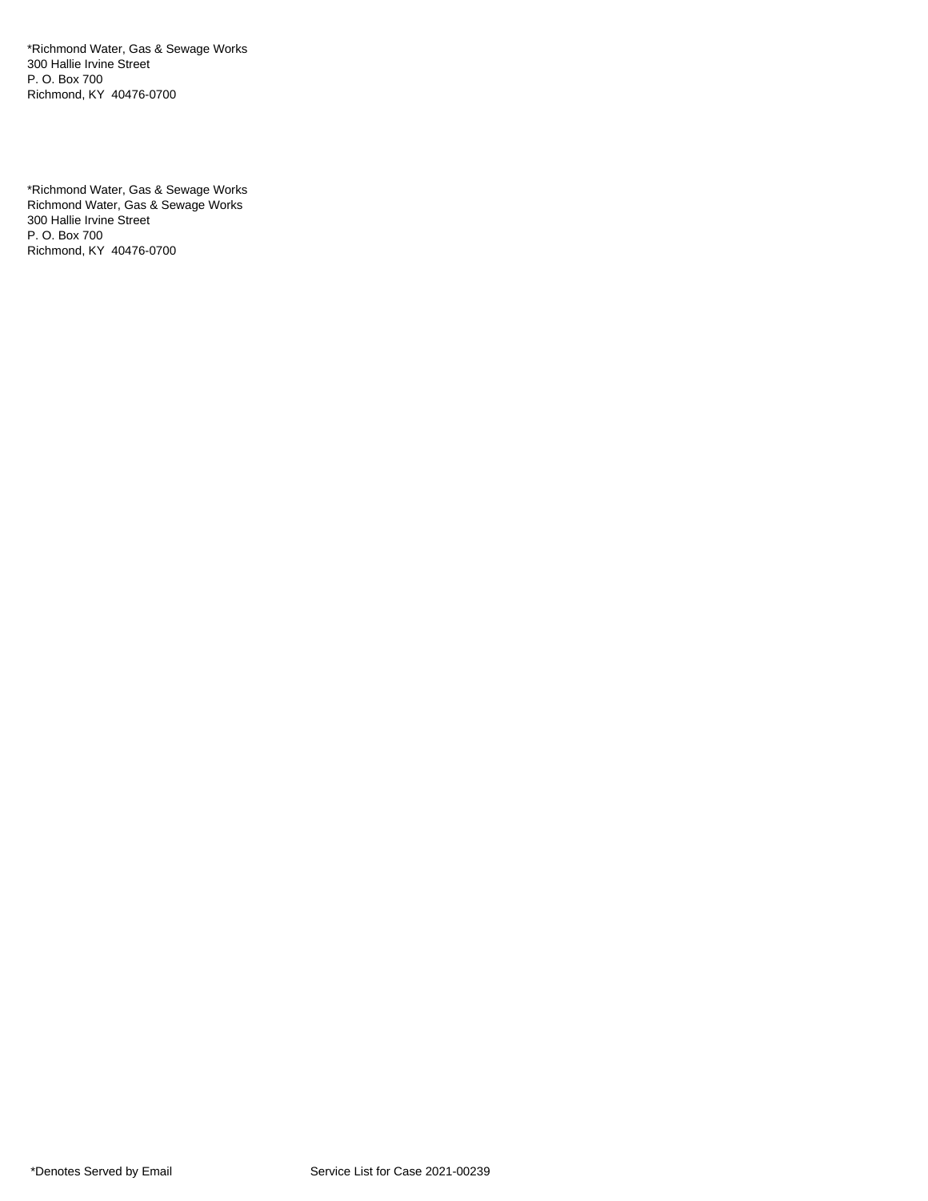*Richmond Water, Gas & Sewage Works
300 Hallie Irvine Street
P. O. Box 700
Richmond, KY 40476-0700

*Richmond Water, Gas & Sewage Works
Richmond Water, Gas & Sewage Works
300 Hallie Irvine Street
P. O. Box 700
Richmond, KY 40476-0700

*Denotes Served by Email

Service List for Case 2021-00239